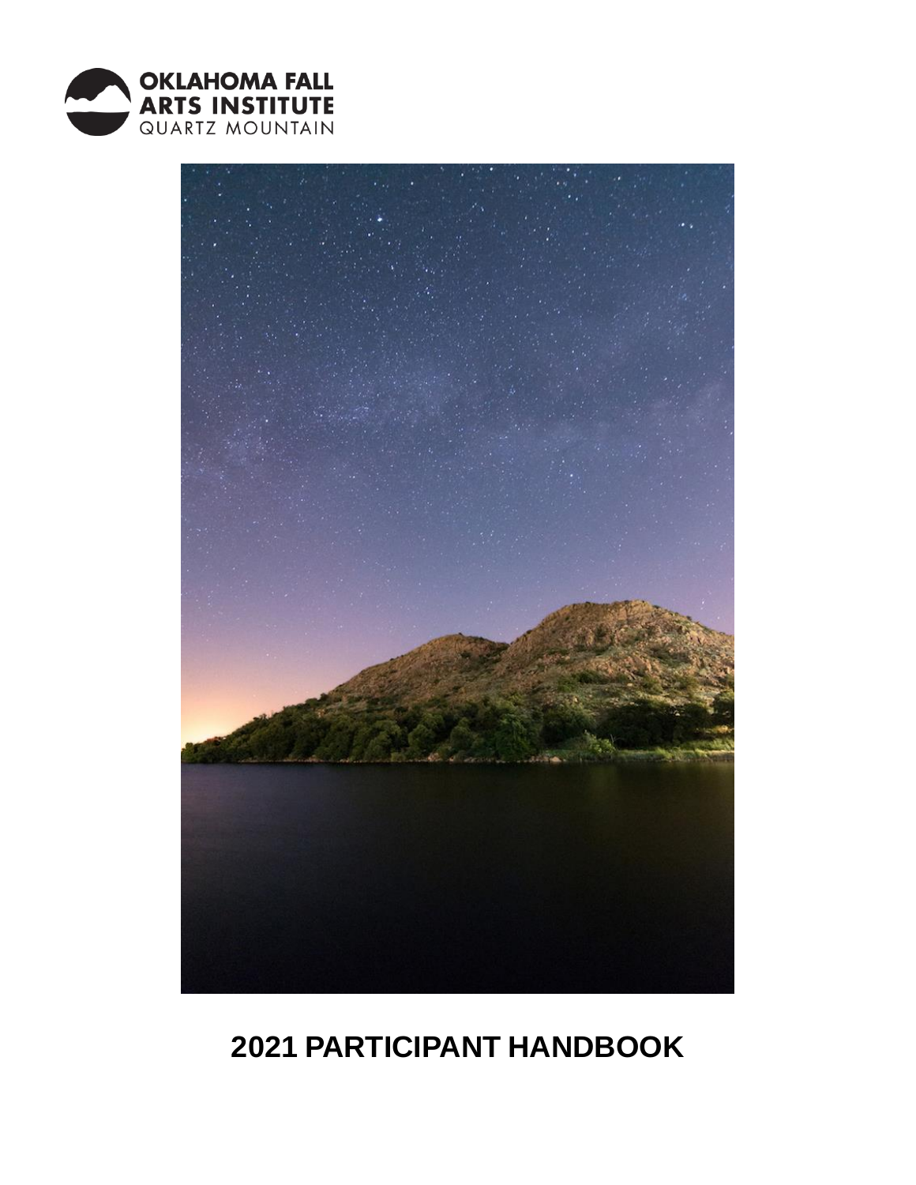OKLAHOMA FALL ARTS INSTITUTE
QUARTZ MOUNTAIN

# 2021 PARTICIPANT HANDBOOK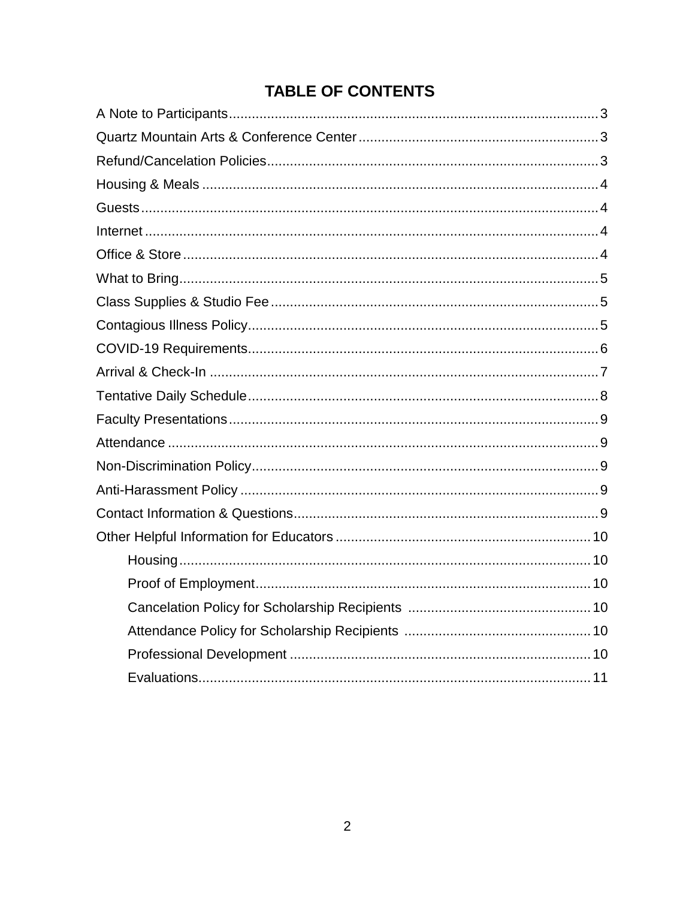# TABLE OF CONTENTS

A Note to Participants........................................................................................3

Quartz Mountain Arts & Conference Center...............................................................3

Refund/Cancelation Policies.....................................................................................3

Housing & Meals .....................................................................................................4

Guests.......................................................................................................................4

Internet .....................................................................................................................4

Office & Store ...........................................................................................................4

What to Bring............................................................................................................5

Class Supplies & Studio Fee.....................................................................................5

Contagious Illness Policy..........................................................................................5

COVID-19 Requirements...........................................................................................6

Arrival & Check-In ....................................................................................................7

Tentative Daily Schedule..........................................................................................8

Faculty Presentations...............................................................................................9

Attendance ...............................................................................................................9

Non-Discrimination Policy.........................................................................................9

Anti-Harassment Policy ............................................................................................9

Contact Information & Questions..............................................................................9

Other Helpful Information for Educators ..................................................................10

- Housing...........................................................................................................10
- Proof of Employment.......................................................................................10
- Cancelation Policy for Scholarship Recipients ................................................10
- Attendance Policy for Scholarship Recipients .................................................10
- Professional Development ...............................................................................10
- Evaluations.......................................................................................................11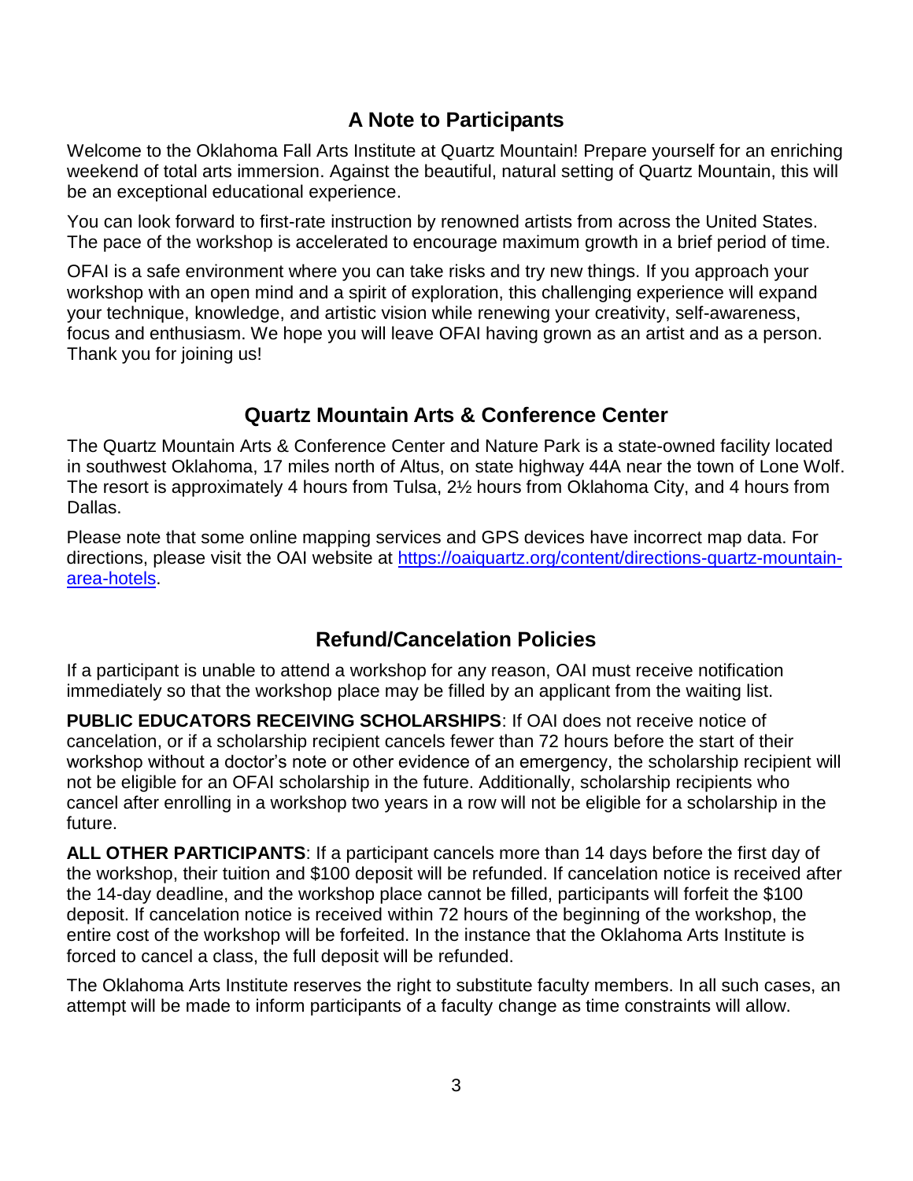## A Note to Participants

Welcome to the Oklahoma Fall Arts Institute at Quartz Mountain! Prepare yourself for an enriching weekend of total arts immersion. Against the beautiful, natural setting of Quartz Mountain, this will be an exceptional educational experience.

You can look forward to first-rate instruction by renowned artists from across the United States. The pace of the workshop is accelerated to encourage maximum growth in a brief period of time.

OFAI is a safe environment where you can take risks and try new things. If you approach your workshop with an open mind and a spirit of exploration, this challenging experience will expand your technique, knowledge, and artistic vision while renewing your creativity, self-awareness, focus and enthusiasm. We hope you will leave OFAI having grown as an artist and as a person. Thank you for joining us!

## Quartz Mountain Arts & Conference Center

The Quartz Mountain Arts & Conference Center and Nature Park is a state-owned facility located in southwest Oklahoma, 17 miles north of Altus, on state highway 44A near the town of Lone Wolf. The resort is approximately 4 hours from Tulsa, 2½ hours from Oklahoma City, and 4 hours from Dallas.

Please note that some online mapping services and GPS devices have incorrect map data. For directions, please visit the OAI website at [https://oaiquartz.org/content/directions-quartz-mountain-area-hotels](https://oaiquartz.org/content/directions-quartz-mountain-area-hotels).

## Refund/Cancelation Policies

If a participant is unable to attend a workshop for any reason, OAI must receive notification immediately so that the workshop place may be filled by an applicant from the waiting list.

**PUBLIC EDUCATORS RECEIVING SCHOLARSHIPS**: If OAI does not receive notice of cancelation, or if a scholarship recipient cancels fewer than 72 hours before the start of their workshop without a doctor's note or other evidence of an emergency, the scholarship recipient will not be eligible for an OFAI scholarship in the future. Additionally, scholarship recipients who cancel after enrolling in a workshop two years in a row will not be eligible for a scholarship in the future.

**ALL OTHER PARTICIPANTS**: If a participant cancels more than 14 days before the first day of the workshop, their tuition and $100 deposit will be refunded. If cancelation notice is received after the 14-day deadline, and the workshop place cannot be filled, participants will forfeit the $100 deposit. If cancelation notice is received within 72 hours of the beginning of the workshop, the entire cost of the workshop will be forfeited. In the instance that the Oklahoma Arts Institute is forced to cancel a class, the full deposit will be refunded.

The Oklahoma Arts Institute reserves the right to substitute faculty members. In all such cases, an attempt will be made to inform participants of a faculty change as time constraints will allow.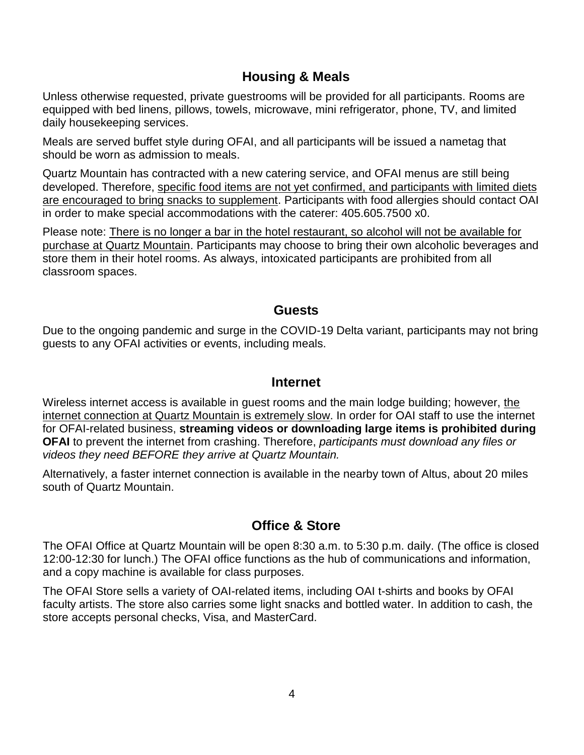## Housing & Meals

Unless otherwise requested, private guestrooms will be provided for all participants. Rooms are equipped with bed linens, pillows, towels, microwave, mini refrigerator, phone, TV, and limited daily housekeeping services.

Meals are served buffet style during OFAI, and all participants will be issued a nametag that should be worn as admission to meals.

Quartz Mountain has contracted with a new catering service, and OFAI menus are still being developed. Therefore, <u>specific food items are not yet confirmed, and participants with limited diets are encouraged to bring snacks to supplement</u>. Participants with food allergies should contact OAI in order to make special accommodations with the caterer: 405.605.7500 x0.

Please note: <u>There is no longer a bar in the hotel restaurant, so alcohol will not be available for purchase at Quartz Mountain</u>. Participants may choose to bring their own alcoholic beverages and store them in their hotel rooms. As always, intoxicated participants are prohibited from all classroom spaces.

## Guests

Due to the ongoing pandemic and surge in the COVID-19 Delta variant, participants may not bring guests to any OFAI activities or events, including meals.

## Internet

Wireless internet access is available in guest rooms and the main lodge building; however, <u>the internet connection at Quartz Mountain is extremely slow</u>. In order for OAI staff to use the internet for OFAI-related business, **streaming videos or downloading large items is prohibited during OFAI** to prevent the internet from crashing. Therefore, *participants must download any files or videos they need BEFORE they arrive at Quartz Mountain.*

Alternatively, a faster internet connection is available in the nearby town of Altus, about 20 miles south of Quartz Mountain.

## Office & Store

The OFAI Office at Quartz Mountain will be open 8:30 a.m. to 5:30 p.m. daily. (The office is closed 12:00-12:30 for lunch.) The OFAI office functions as the hub of communications and information, and a copy machine is available for class purposes.

The OFAI Store sells a variety of OAI-related items, including OAI t-shirts and books by OFAI faculty artists. The store also carries some light snacks and bottled water. In addition to cash, the store accepts personal checks, Visa, and MasterCard.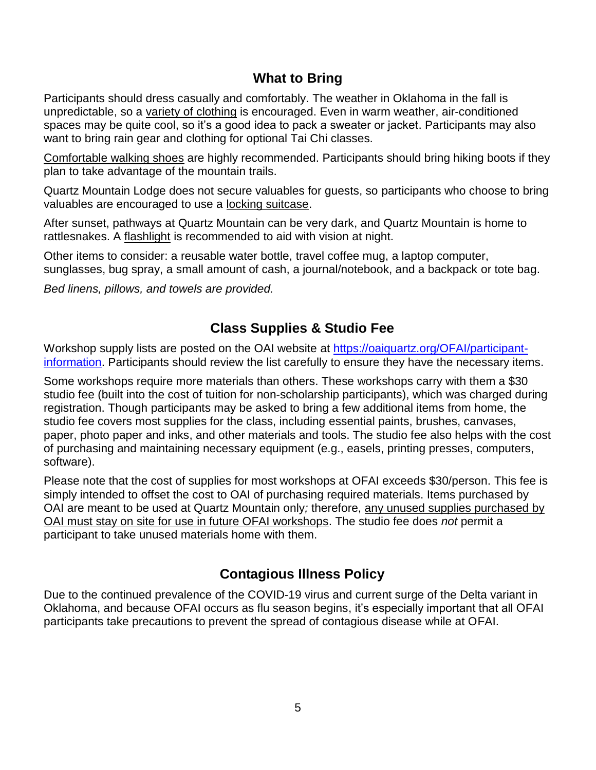## What to Bring

Participants should dress casually and comfortably. The weather in Oklahoma in the fall is unpredictable, so a variety of clothing is encouraged. Even in warm weather, air-conditioned spaces may be quite cool, so it's a good idea to pack a sweater or jacket. Participants may also want to bring rain gear and clothing for optional Tai Chi classes.

Comfortable walking shoes are highly recommended. Participants should bring hiking boots if they plan to take advantage of the mountain trails.

Quartz Mountain Lodge does not secure valuables for guests, so participants who choose to bring valuables are encouraged to use a locking suitcase.

After sunset, pathways at Quartz Mountain can be very dark, and Quartz Mountain is home to rattlesnakes. A flashlight is recommended to aid with vision at night.

Other items to consider: a reusable water bottle, travel coffee mug, a laptop computer, sunglasses, bug spray, a small amount of cash, a journal/notebook, and a backpack or tote bag.

*Bed linens, pillows, and towels are provided.*

## Class Supplies & Studio Fee

Workshop supply lists are posted on the OAI website at [https://oaiquartz.org/OFAI/participant-information](https://oaiquartz.org/OFAI/participant-information). Participants should review the list carefully to ensure they have the necessary items.

Some workshops require more materials than others. These workshops carry with them a $30 studio fee (built into the cost of tuition for non-scholarship participants), which was charged during registration. Though participants may be asked to bring a few additional items from home, the studio fee covers most supplies for the class, including essential paints, brushes, canvases, paper, photo paper and inks, and other materials and tools. The studio fee also helps with the cost of purchasing and maintaining necessary equipment (e.g., easels, printing presses, computers, software).

Please note that the cost of supplies for most workshops at OFAI exceeds $30/person. This fee is simply intended to offset the cost to OAI of purchasing required materials. Items purchased by OAI are meant to be used at Quartz Mountain only; therefore, any unused supplies purchased by OAI must stay on site for use in future OFAI workshops. The studio fee does *not* permit a participant to take unused materials home with them.

## Contagious Illness Policy

Due to the continued prevalence of the COVID-19 virus and current surge of the Delta variant in Oklahoma, and because OFAI occurs as flu season begins, it's especially important that all OFAI participants take precautions to prevent the spread of contagious disease while at OFAI.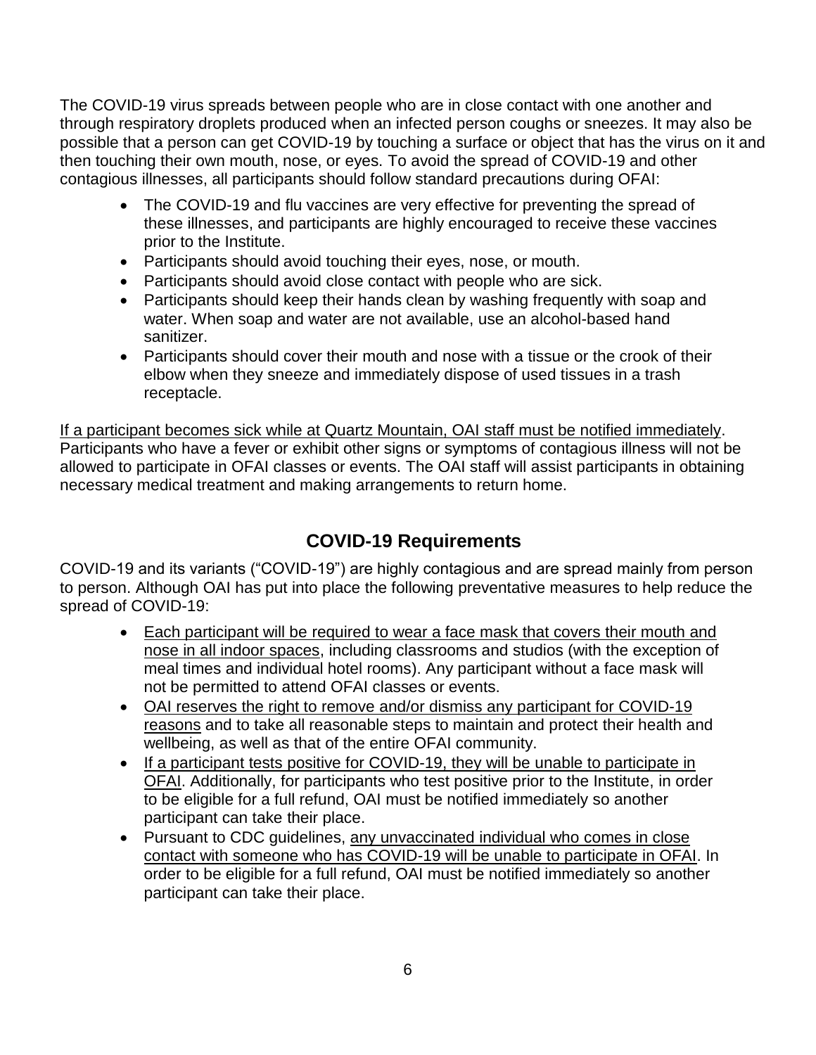The COVID-19 virus spreads between people who are in close contact with one another and through respiratory droplets produced when an infected person coughs or sneezes. It may also be possible that a person can get COVID-19 by touching a surface or object that has the virus on it and then touching their own mouth, nose, or eyes. To avoid the spread of COVID-19 and other contagious illnesses, all participants should follow standard precautions during OFAI:

- The COVID-19 and flu vaccines are very effective for preventing the spread of these illnesses, and participants are highly encouraged to receive these vaccines prior to the Institute.
- Participants should avoid touching their eyes, nose, or mouth.
- Participants should avoid close contact with people who are sick.
- Participants should keep their hands clean by washing frequently with soap and water. When soap and water are not available, use an alcohol-based hand sanitizer.
- Participants should cover their mouth and nose with a tissue or the crook of their elbow when they sneeze and immediately dispose of used tissues in a trash receptacle.

<u>If a participant becomes sick while at Quartz Mountain, OAI staff must be notified immediately</u>. Participants who have a fever or exhibit other signs or symptoms of contagious illness will not be allowed to participate in OFAI classes or events. The OAI staff will assist participants in obtaining necessary medical treatment and making arrangements to return home.

## COVID-19 Requirements

COVID-19 and its variants ("COVID-19") are highly contagious and are spread mainly from person to person. Although OAI has put into place the following preventative measures to help reduce the spread of COVID-19:

- <u>Each participant will be required to wear a face mask that covers their mouth and nose in all indoor spaces</u>, including classrooms and studios (with the exception of meal times and individual hotel rooms). Any participant without a face mask will not be permitted to attend OFAI classes or events.
- <u>OAI reserves the right to remove and/or dismiss any participant for COVID-19 reasons</u> and to take all reasonable steps to maintain and protect their health and wellbeing, as well as that of the entire OFAI community.
- <u>If a participant tests positive for COVID-19, they will be unable to participate in OFAI</u>. Additionally, for participants who test positive prior to the Institute, in order to be eligible for a full refund, OAI must be notified immediately so another participant can take their place.
- Pursuant to CDC guidelines, <u>any unvaccinated individual who comes in close contact with someone who has COVID-19 will be unable to participate in OFAI</u>. In order to be eligible for a full refund, OAI must be notified immediately so another participant can take their place.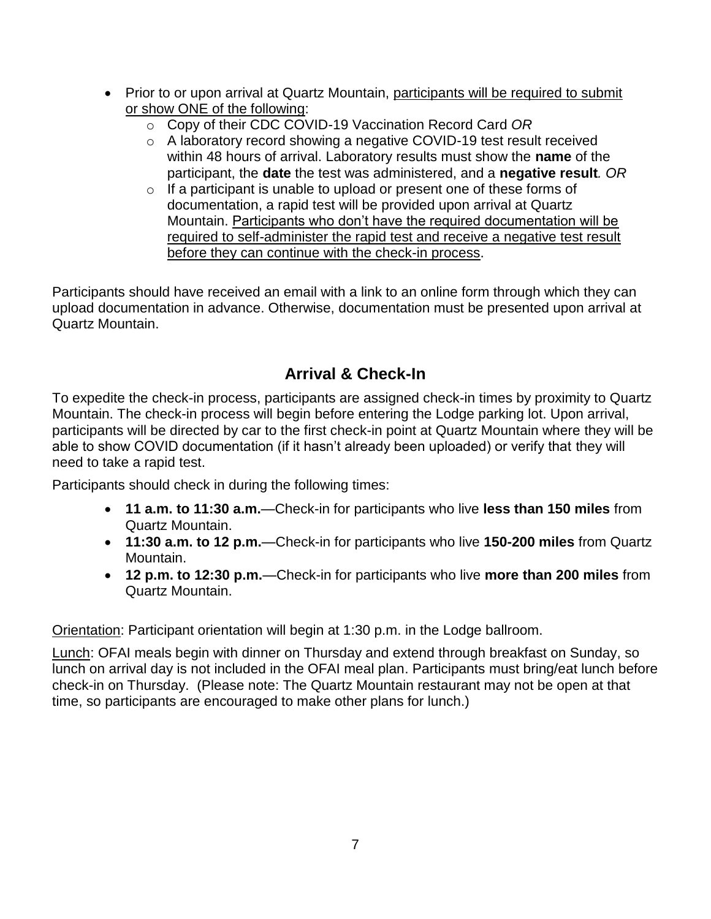- Prior to or upon arrival at Quartz Mountain, participants will be required to submit or show ONE of the following:
    - Copy of their CDC COVID-19 Vaccination Record Card *OR*
    - A laboratory record showing a negative COVID-19 test result received within 48 hours of arrival. Laboratory results must show the **name** of the participant, the **date** the test was administered, and a **negative result***. OR*
    - If a participant is unable to upload or present one of these forms of documentation, a rapid test will be provided upon arrival at Quartz Mountain. Participants who don't have the required documentation will be required to self-administer the rapid test and receive a negative test result before they can continue with the check-in process.

Participants should have received an email with a link to an online form through which they can upload documentation in advance. Otherwise, documentation must be presented upon arrival at Quartz Mountain.

## Arrival & Check-In

To expedite the check-in process, participants are assigned check-in times by proximity to Quartz Mountain. The check-in process will begin before entering the Lodge parking lot. Upon arrival, participants will be directed by car to the first check-in point at Quartz Mountain where they will be able to show COVID documentation (if it hasn't already been uploaded) or verify that they will need to take a rapid test.

Participants should check in during the following times:

- **11 a.m. to 11:30 a.m.**—Check-in for participants who live **less than 150 miles** from Quartz Mountain.
- **11:30 a.m. to 12 p.m.**—Check-in for participants who live **150-200 miles** from Quartz Mountain.
- **12 p.m. to 12:30 p.m.**—Check-in for participants who live **more than 200 miles** from Quartz Mountain.

Orientation: Participant orientation will begin at 1:30 p.m. in the Lodge ballroom.

Lunch: OFAI meals begin with dinner on Thursday and extend through breakfast on Sunday, so lunch on arrival day is not included in the OFAI meal plan. Participants must bring/eat lunch before check-in on Thursday. (Please note: The Quartz Mountain restaurant may not be open at that time, so participants are encouraged to make other plans for lunch.)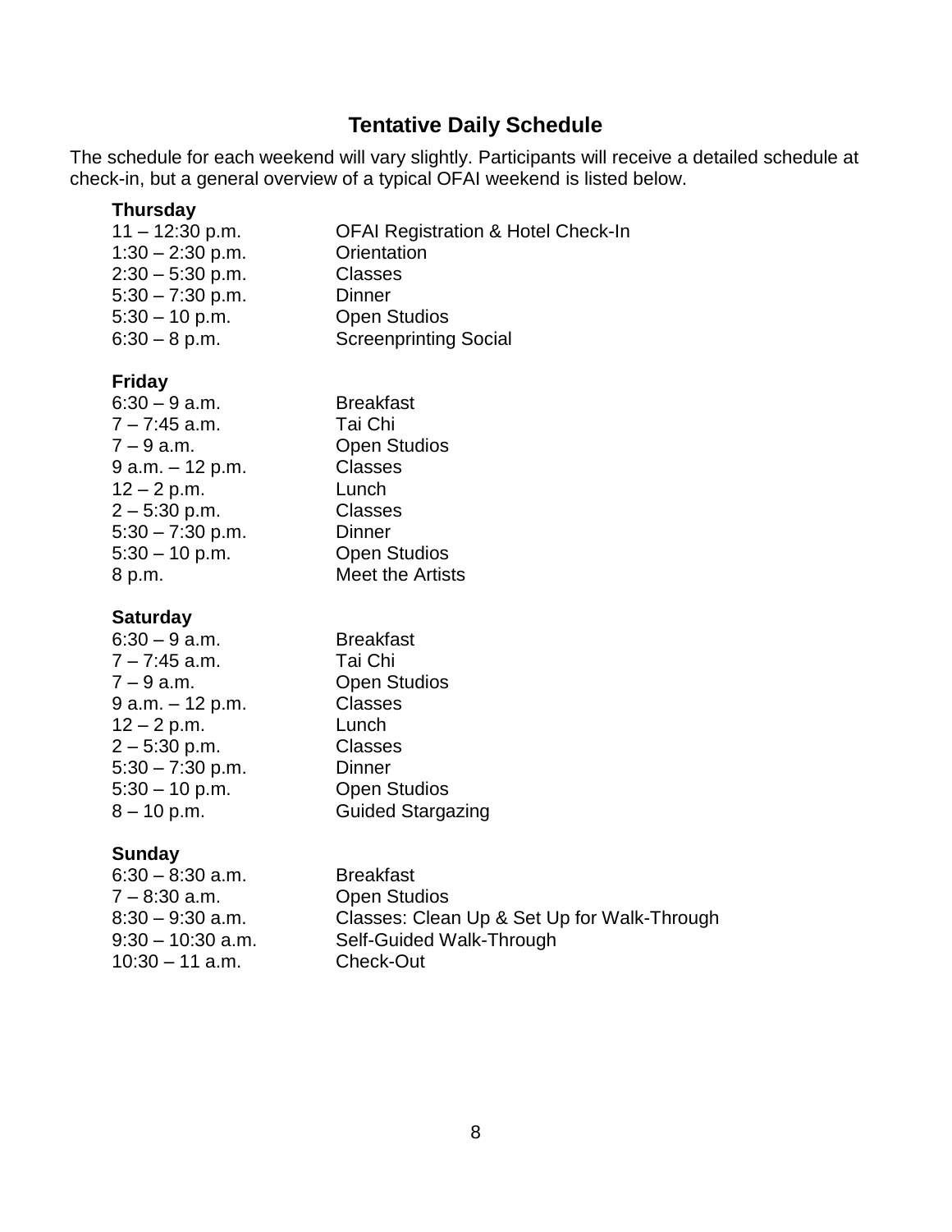## Tentative Daily Schedule

The schedule for each weekend will vary slightly. Participants will receive a detailed schedule at check-in, but a general overview of a typical OFAI weekend is listed below.

**Thursday**

11 – 12:30 p.m. OFAI Registration & Hotel Check-In
1:30 – 2:30 p.m. Orientation
2:30 – 5:30 p.m. Classes
5:30 – 7:30 p.m. Dinner
5:30 – 10 p.m. Open Studios
6:30 – 8 p.m. Screenprinting Social

**Friday**

6:30 – 9 a.m. Breakfast
7 – 7:45 a.m. Tai Chi
7 – 9 a.m. Open Studios
9 a.m. – 12 p.m. Classes
12 – 2 p.m. Lunch
2 – 5:30 p.m. Classes
5:30 – 7:30 p.m. Dinner
5:30 – 10 p.m. Open Studios
8 p.m. Meet the Artists

**Saturday**

6:30 – 9 a.m. Breakfast
7 – 7:45 a.m. Tai Chi
7 – 9 a.m. Open Studios
9 a.m. – 12 p.m. Classes
12 – 2 p.m. Lunch
2 – 5:30 p.m. Classes
5:30 – 7:30 p.m. Dinner
5:30 – 10 p.m. Open Studios
8 – 10 p.m. Guided Stargazing

**Sunday**

6:30 – 8:30 a.m. Breakfast
7 – 8:30 a.m. Open Studios
8:30 – 9:30 a.m. Classes: Clean Up & Set Up for Walk-Through
9:30 – 10:30 a.m. Self-Guided Walk-Through
10:30 – 11 a.m. Check-Out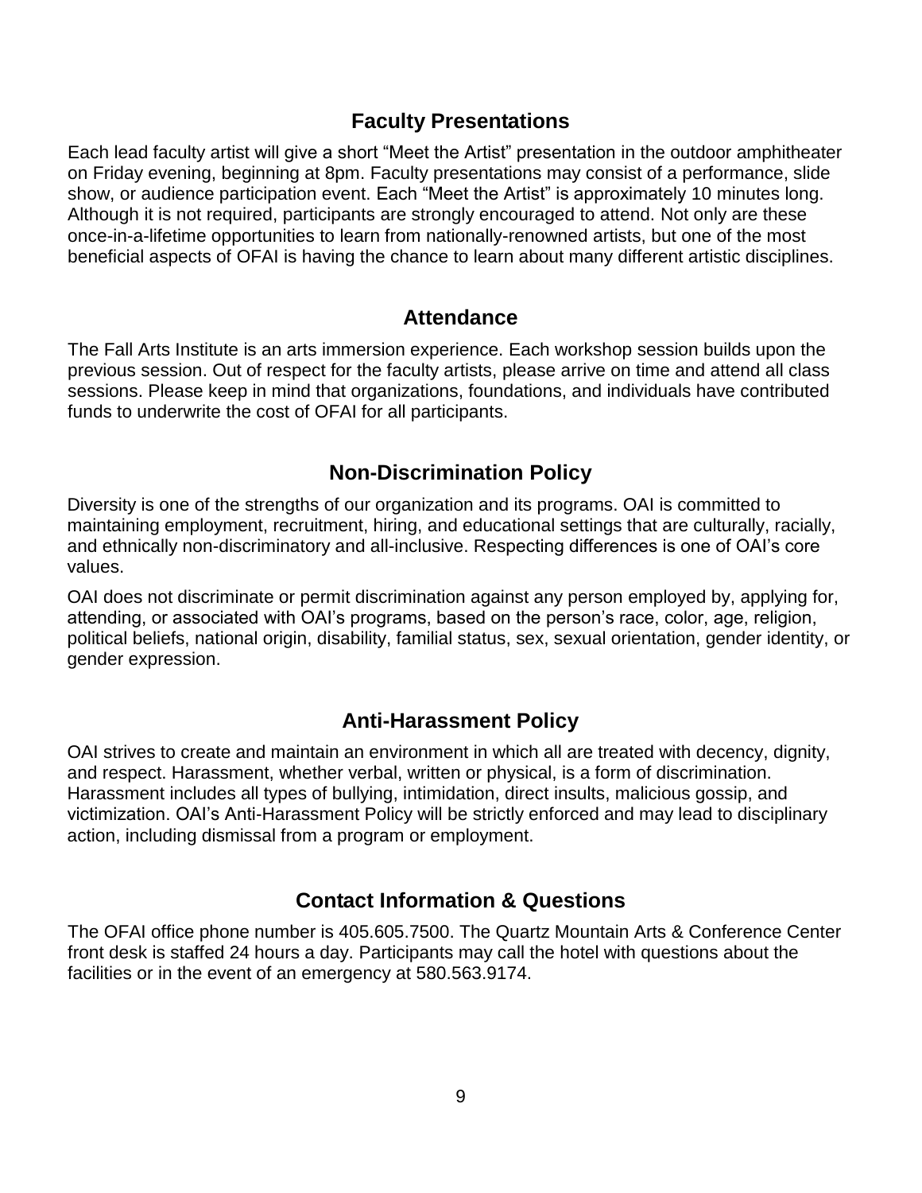## Faculty Presentations

Each lead faculty artist will give a short "Meet the Artist" presentation in the outdoor amphitheater on Friday evening, beginning at 8pm. Faculty presentations may consist of a performance, slide show, or audience participation event. Each "Meet the Artist" is approximately 10 minutes long. Although it is not required, participants are strongly encouraged to attend. Not only are these once-in-a-lifetime opportunities to learn from nationally-renowned artists, but one of the most beneficial aspects of OFAI is having the chance to learn about many different artistic disciplines.

## Attendance

The Fall Arts Institute is an arts immersion experience. Each workshop session builds upon the previous session. Out of respect for the faculty artists, please arrive on time and attend all class sessions. Please keep in mind that organizations, foundations, and individuals have contributed funds to underwrite the cost of OFAI for all participants.

## Non-Discrimination Policy

Diversity is one of the strengths of our organization and its programs. OAI is committed to maintaining employment, recruitment, hiring, and educational settings that are culturally, racially, and ethnically non-discriminatory and all-inclusive. Respecting differences is one of OAI's core values.

OAI does not discriminate or permit discrimination against any person employed by, applying for, attending, or associated with OAI's programs, based on the person's race, color, age, religion, political beliefs, national origin, disability, familial status, sex, sexual orientation, gender identity, or gender expression.

## Anti-Harassment Policy

OAI strives to create and maintain an environment in which all are treated with decency, dignity, and respect. Harassment, whether verbal, written or physical, is a form of discrimination. Harassment includes all types of bullying, intimidation, direct insults, malicious gossip, and victimization. OAI's Anti-Harassment Policy will be strictly enforced and may lead to disciplinary action, including dismissal from a program or employment.

## Contact Information & Questions

The OFAI office phone number is 405.605.7500. The Quartz Mountain Arts & Conference Center front desk is staffed 24 hours a day. Participants may call the hotel with questions about the facilities or in the event of an emergency at 580.563.9174.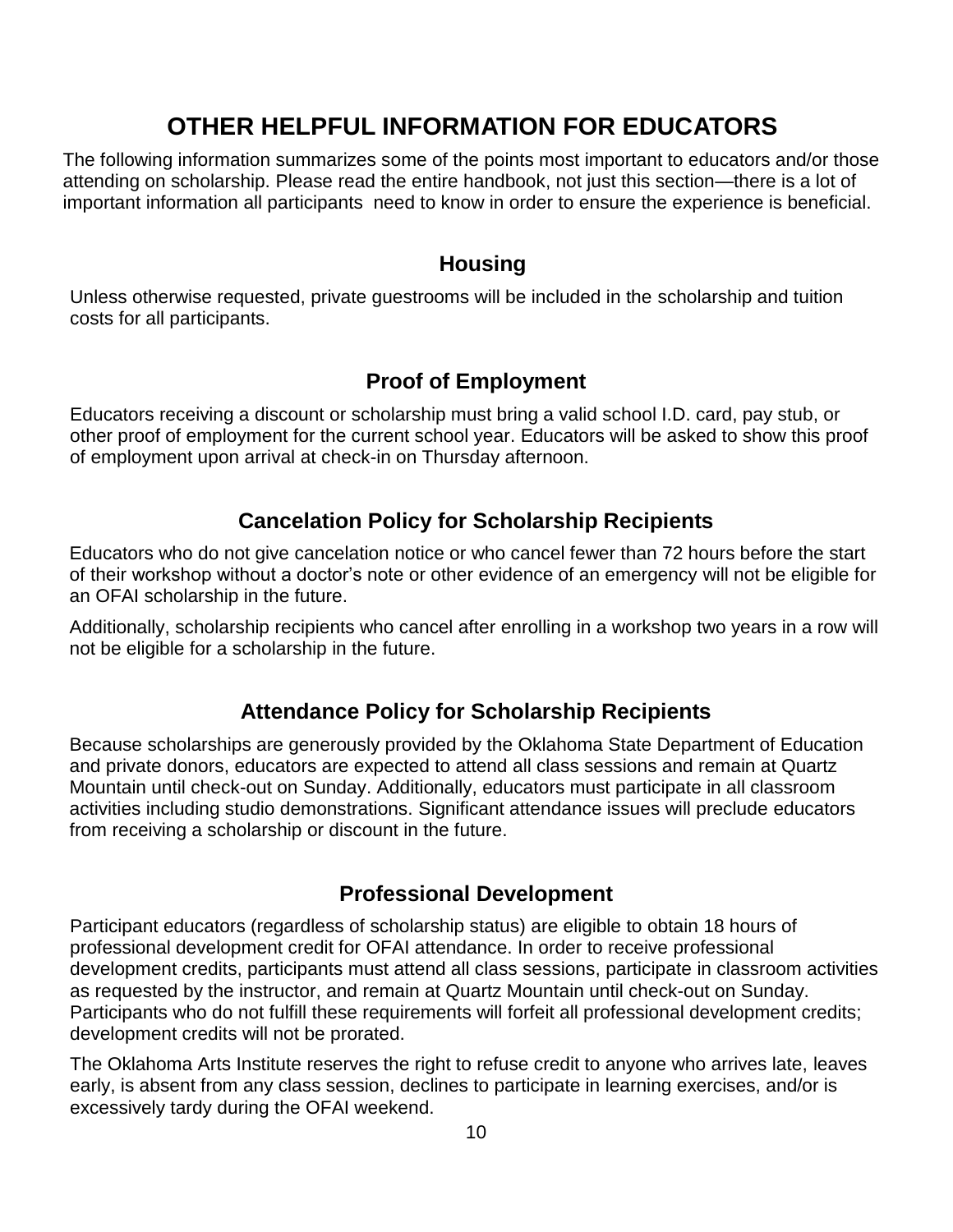# OTHER HELPFUL INFORMATION FOR EDUCATORS

The following information summarizes some of the points most important to educators and/or those attending on scholarship. Please read the entire handbook, not just this section—there is a lot of important information all participants need to know in order to ensure the experience is beneficial.

## Housing

Unless otherwise requested, private guestrooms will be included in the scholarship and tuition costs for all participants.

## Proof of Employment

Educators receiving a discount or scholarship must bring a valid school I.D. card, pay stub, or other proof of employment for the current school year. Educators will be asked to show this proof of employment upon arrival at check-in on Thursday afternoon.

## Cancelation Policy for Scholarship Recipients

Educators who do not give cancelation notice or who cancel fewer than 72 hours before the start of their workshop without a doctor's note or other evidence of an emergency will not be eligible for an OFAI scholarship in the future.

Additionally, scholarship recipients who cancel after enrolling in a workshop two years in a row will not be eligible for a scholarship in the future.

## Attendance Policy for Scholarship Recipients

Because scholarships are generously provided by the Oklahoma State Department of Education and private donors, educators are expected to attend all class sessions and remain at Quartz Mountain until check-out on Sunday. Additionally, educators must participate in all classroom activities including studio demonstrations. Significant attendance issues will preclude educators from receiving a scholarship or discount in the future.

## Professional Development

Participant educators (regardless of scholarship status) are eligible to obtain 18 hours of professional development credit for OFAI attendance. In order to receive professional development credits, participants must attend all class sessions, participate in classroom activities as requested by the instructor, and remain at Quartz Mountain until check-out on Sunday. Participants who do not fulfill these requirements will forfeit all professional development credits; development credits will not be prorated.

The Oklahoma Arts Institute reserves the right to refuse credit to anyone who arrives late, leaves early, is absent from any class session, declines to participate in learning exercises, and/or is excessively tardy during the OFAI weekend.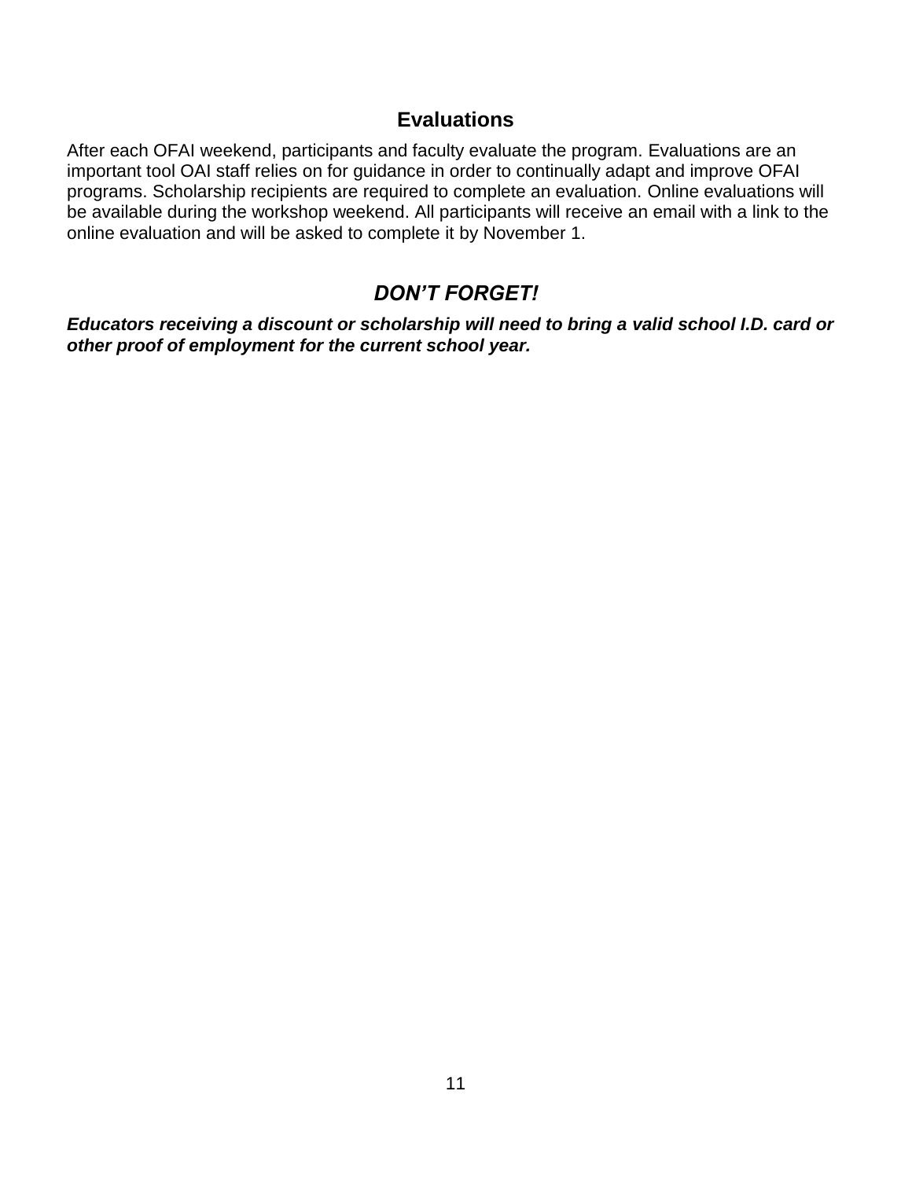## Evaluations

After each OFAI weekend, participants and faculty evaluate the program. Evaluations are an important tool OAI staff relies on for guidance in order to continually adapt and improve OFAI programs. Scholarship recipients are required to complete an evaluation. Online evaluations will be available during the workshop weekend. All participants will receive an email with a link to the online evaluation and will be asked to complete it by November 1.

## *DON'T FORGET!*

***Educators receiving a discount or scholarship will need to bring a valid school I.D. card or other proof of employment for the current school year.***